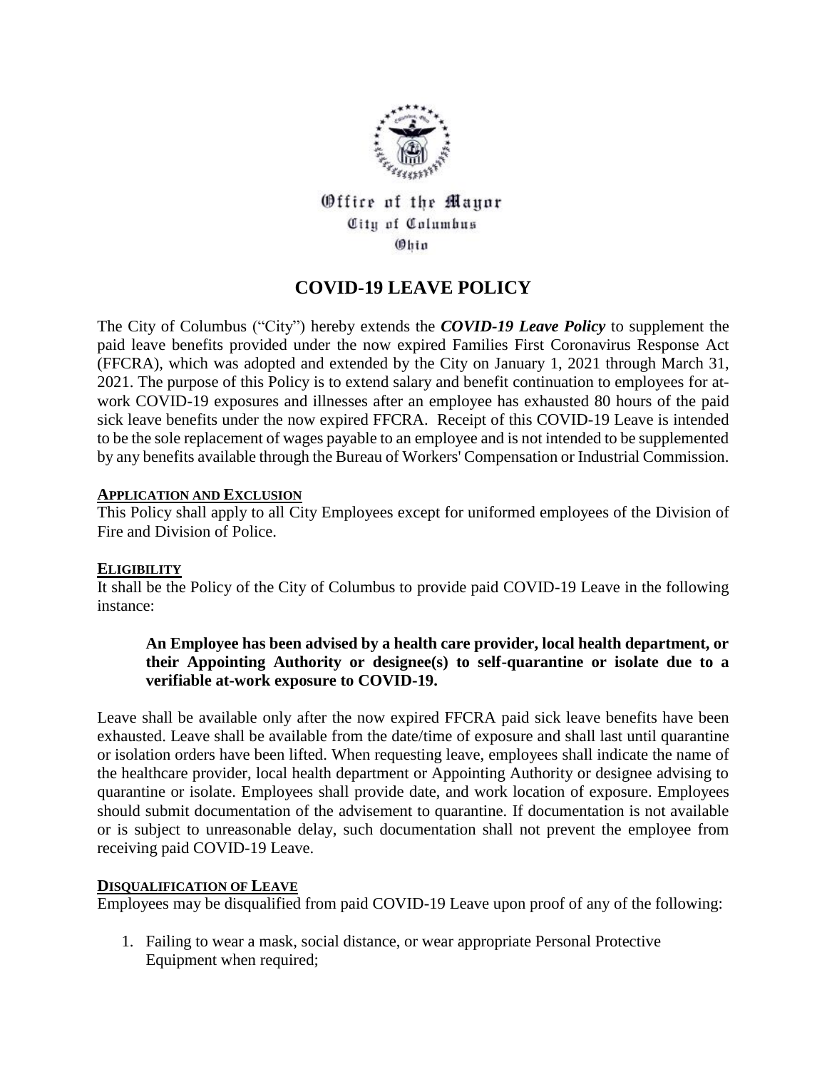Office of the Mayor
City of Columbus
Ohio

# COVID-19 LEAVE POLICY

The City of Columbus ("City") hereby extends the ***COVID-19 Leave Policy*** to supplement the paid leave benefits provided under the now expired Families First Coronavirus Response Act (FFCRA), which was adopted and extended by the City on January 1, 2021 through March 31, 2021. The purpose of this Policy is to extend salary and benefit continuation to employees for at-work COVID-19 exposures and illnesses after an employee has exhausted 80 hours of the paid sick leave benefits under the now expired FFCRA. Receipt of this COVID-19 Leave is intended to be the sole replacement of wages payable to an employee and is not intended to be supplemented by any benefits available through the Bureau of Workers' Compensation or Industrial Commission.

## APPLICATION AND EXCLUSION

This Policy shall apply to all City Employees except for uniformed employees of the Division of Fire and Division of Police.

## ELIGIBILITY

It shall be the Policy of the City of Columbus to provide paid COVID-19 Leave in the following instance:

> **An Employee has been advised by a health care provider, local health department, or their Appointing Authority or designee(s) to self-quarantine or isolate due to a verifiable at-work exposure to COVID-19.**

Leave shall be available only after the now expired FFCRA paid sick leave benefits have been exhausted. Leave shall be available from the date/time of exposure and shall last until quarantine or isolation orders have been lifted. When requesting leave, employees shall indicate the name of the healthcare provider, local health department or Appointing Authority or designee advising to quarantine or isolate. Employees shall provide date, and work location of exposure. Employees should submit documentation of the advisement to quarantine. If documentation is not available or is subject to unreasonable delay, such documentation shall not prevent the employee from receiving paid COVID-19 Leave.

## DISQUALIFICATION OF LEAVE

Employees may be disqualified from paid COVID-19 Leave upon proof of any of the following:

1. Failing to wear a mask, social distance, or wear appropriate Personal Protective Equipment when required;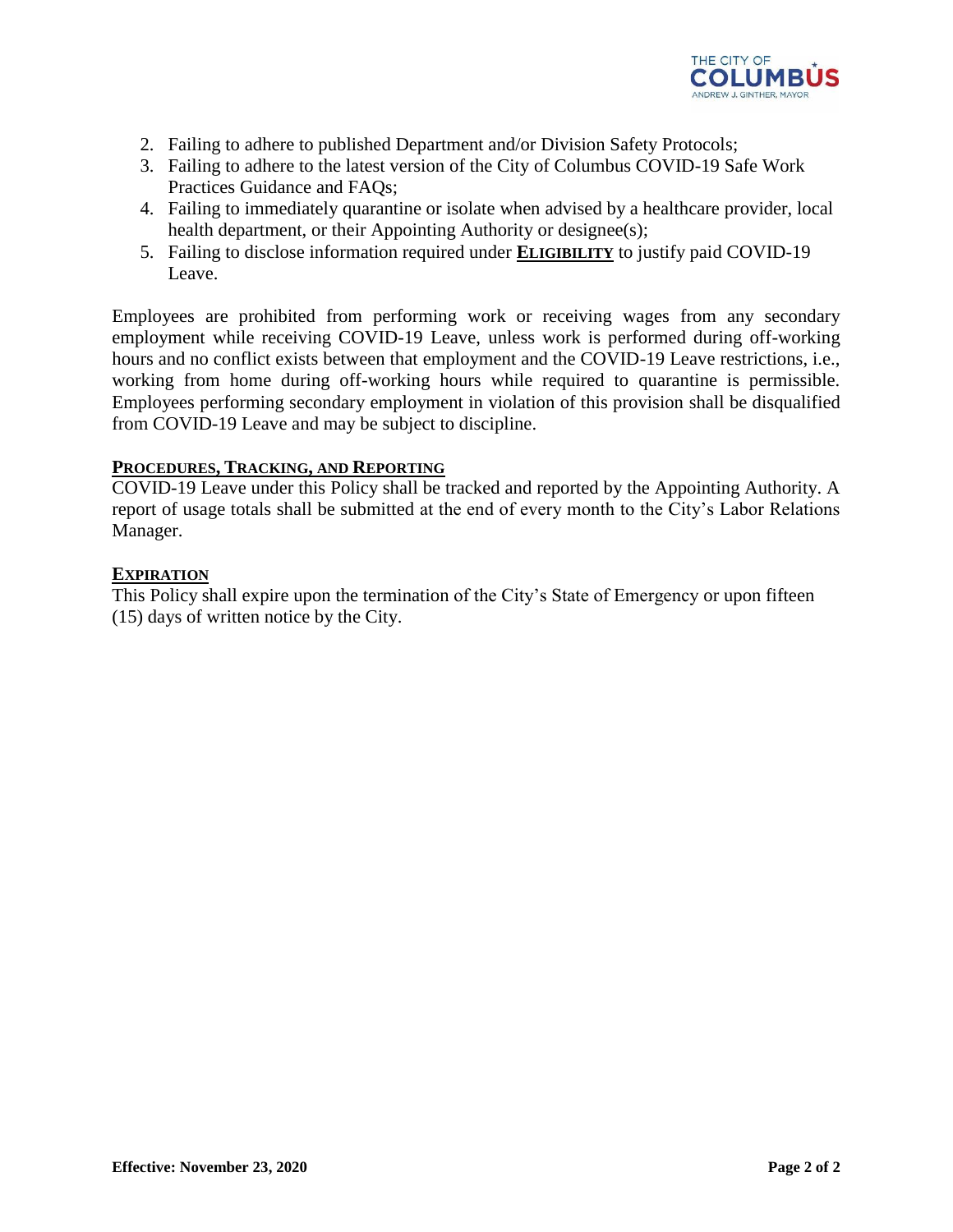2. Failing to adhere to published Department and/or Division Safety Protocols;
3. Failing to adhere to the latest version of the City of Columbus COVID-19 Safe Work Practices Guidance and FAQs;
4. Failing to immediately quarantine or isolate when advised by a healthcare provider, local health department, or their Appointing Authority or designee(s);
5. Failing to disclose information required under **ELIGIBILITY** to justify paid COVID-19 Leave.

Employees are prohibited from performing work or receiving wages from any secondary employment while receiving COVID-19 Leave, unless work is performed during off-working hours and no conflict exists between that employment and the COVID-19 Leave restrictions, i.e., working from home during off-working hours while required to quarantine is permissible. Employees performing secondary employment in violation of this provision shall be disqualified from COVID-19 Leave and may be subject to discipline.

## PROCEDURES, TRACKING, AND REPORTING

COVID-19 Leave under this Policy shall be tracked and reported by the Appointing Authority. A report of usage totals shall be submitted at the end of every month to the City's Labor Relations Manager.

## EXPIRATION

This Policy shall expire upon the termination of the City's State of Emergency or upon fifteen (15) days of written notice by the City.

**Effective: November 23, 2020**